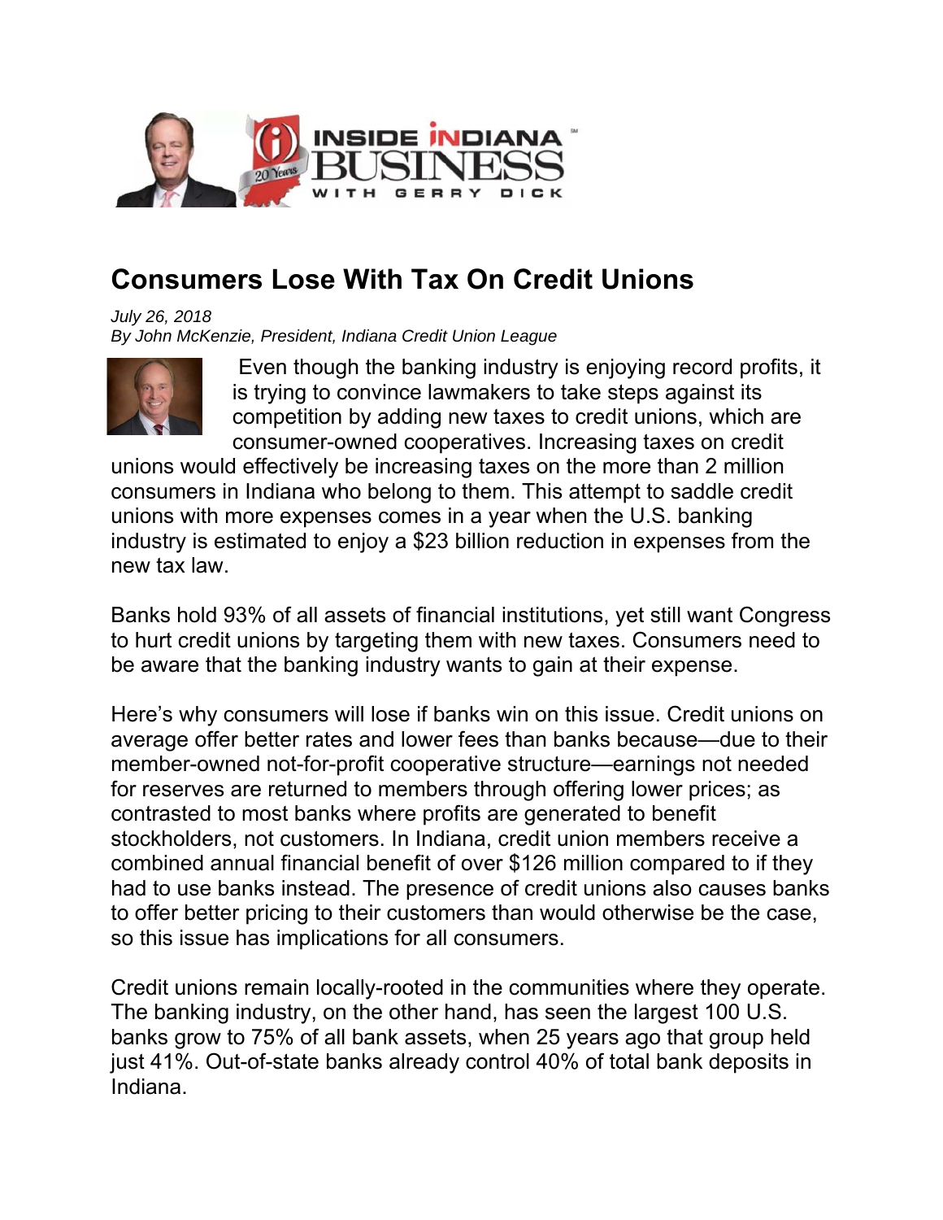# Consumers Lose With Tax On Credit Unions

*July 26, 2018*
*By John McKenzie, President, Indiana Credit Union League*

Even though the banking industry is enjoying record profits, it is trying to convince lawmakers to take steps against its competition by adding new taxes to credit unions, which are consumer-owned cooperatives. Increasing taxes on credit unions would effectively be increasing taxes on the more than 2 million consumers in Indiana who belong to them. This attempt to saddle credit unions with more expenses comes in a year when the U.S. banking industry is estimated to enjoy a $23 billion reduction in expenses from the new tax law.

Banks hold 93% of all assets of financial institutions, yet still want Congress to hurt credit unions by targeting them with new taxes. Consumers need to be aware that the banking industry wants to gain at their expense.

Here's why consumers will lose if banks win on this issue. Credit unions on average offer better rates and lower fees than banks because—due to their member-owned not-for-profit cooperative structure—earnings not needed for reserves are returned to members through offering lower prices; as contrasted to most banks where profits are generated to benefit stockholders, not customers. In Indiana, credit union members receive a combined annual financial benefit of over $126 million compared to if they had to use banks instead. The presence of credit unions also causes banks to offer better pricing to their customers than would otherwise be the case, so this issue has implications for all consumers.

Credit unions remain locally-rooted in the communities where they operate. The banking industry, on the other hand, has seen the largest 100 U.S. banks grow to 75% of all bank assets, when 25 years ago that group held just 41%. Out-of-state banks already control 40% of total bank deposits in Indiana.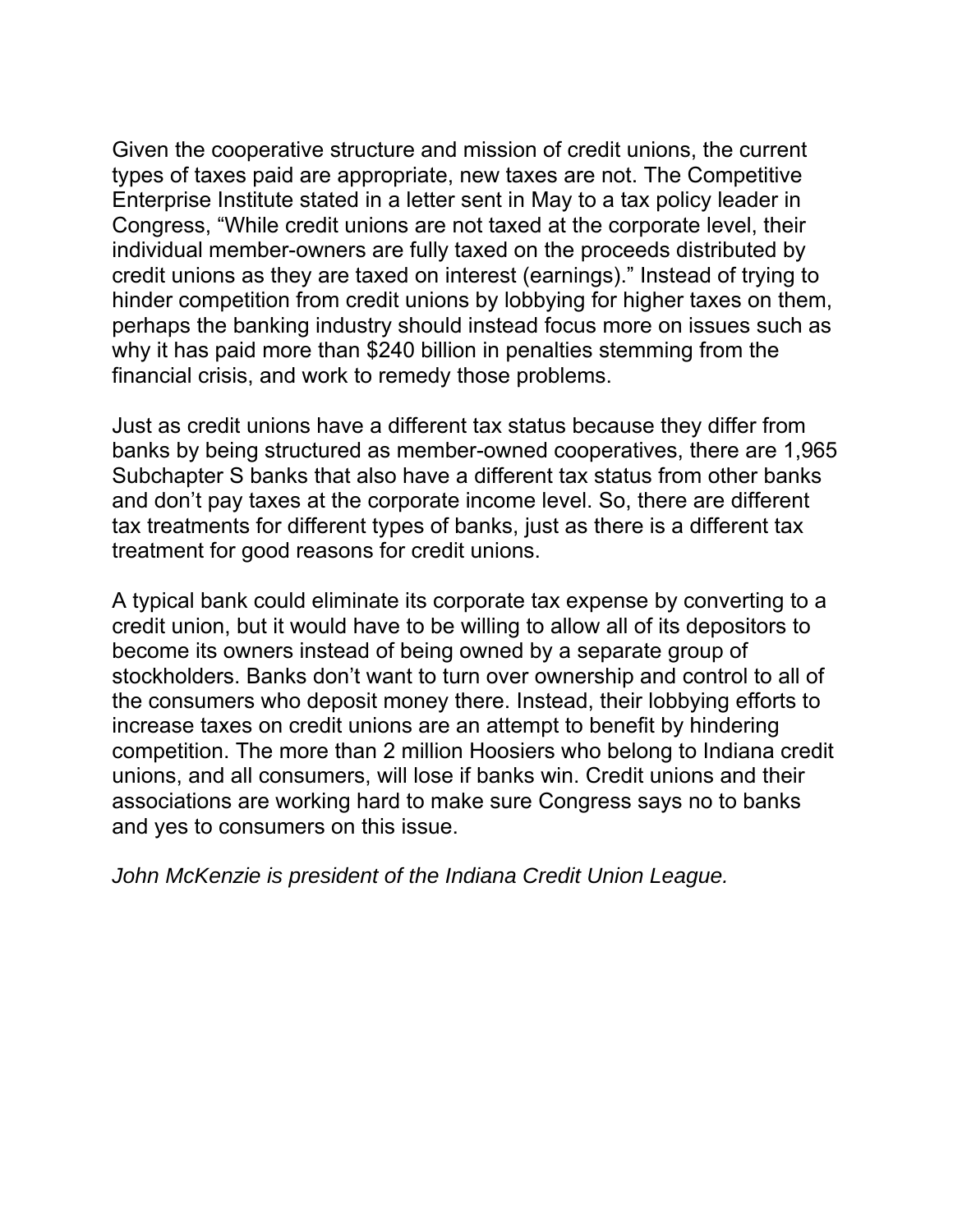Given the cooperative structure and mission of credit unions, the current types of taxes paid are appropriate, new taxes are not. The Competitive Enterprise Institute stated in a letter sent in May to a tax policy leader in Congress, “While credit unions are not taxed at the corporate level, their individual member-owners are fully taxed on the proceeds distributed by credit unions as they are taxed on interest (earnings).” Instead of trying to hinder competition from credit unions by lobbying for higher taxes on them, perhaps the banking industry should instead focus more on issues such as why it has paid more than $240 billion in penalties stemming from the financial crisis, and work to remedy those problems.

Just as credit unions have a different tax status because they differ from banks by being structured as member-owned cooperatives, there are 1,965 Subchapter S banks that also have a different tax status from other banks and don’t pay taxes at the corporate income level. So, there are different tax treatments for different types of banks, just as there is a different tax treatment for good reasons for credit unions.

A typical bank could eliminate its corporate tax expense by converting to a credit union, but it would have to be willing to allow all of its depositors to become its owners instead of being owned by a separate group of stockholders. Banks don’t want to turn over ownership and control to all of the consumers who deposit money there. Instead, their lobbying efforts to increase taxes on credit unions are an attempt to benefit by hindering competition. The more than 2 million Hoosiers who belong to Indiana credit unions, and all consumers, will lose if banks win. Credit unions and their associations are working hard to make sure Congress says no to banks and yes to consumers on this issue.

*John McKenzie is president of the Indiana Credit Union League.*